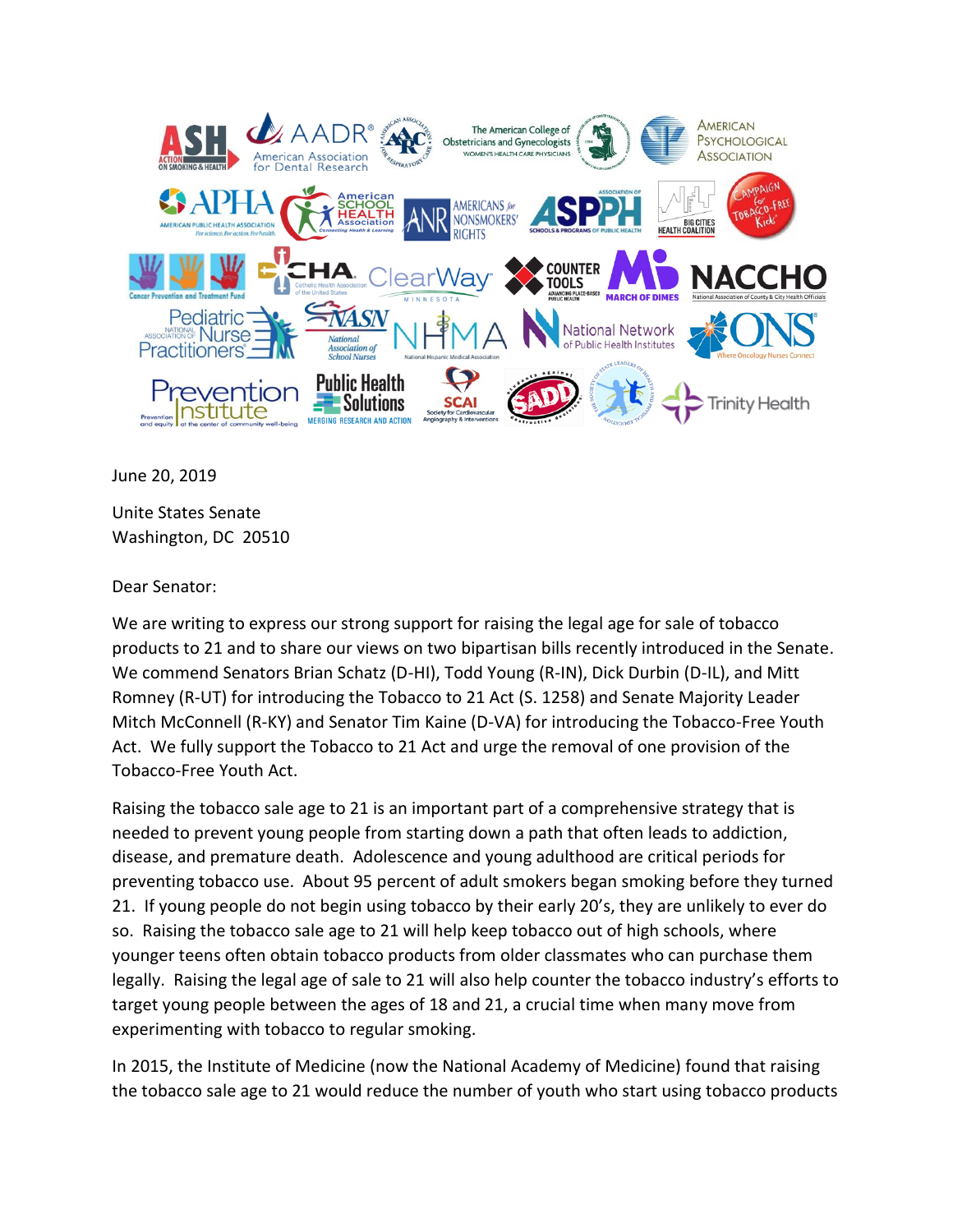June 20, 2019

Unite States Senate
Washington, DC 20510

Dear Senator:

We are writing to express our strong support for raising the legal age for sale of tobacco products to 21 and to share our views on two bipartisan bills recently introduced in the Senate. We commend Senators Brian Schatz (D-HI), Todd Young (R-IN), Dick Durbin (D-IL), and Mitt Romney (R-UT) for introducing the Tobacco to 21 Act (S. 1258) and Senate Majority Leader Mitch McConnell (R-KY) and Senator Tim Kaine (D-VA) for introducing the Tobacco-Free Youth Act. We fully support the Tobacco to 21 Act and urge the removal of one provision of the Tobacco-Free Youth Act.

Raising the tobacco sale age to 21 is an important part of a comprehensive strategy that is needed to prevent young people from starting down a path that often leads to addiction, disease, and premature death. Adolescence and young adulthood are critical periods for preventing tobacco use. About 95 percent of adult smokers began smoking before they turned 21. If young people do not begin using tobacco by their early 20's, they are unlikely to ever do so. Raising the tobacco sale age to 21 will help keep tobacco out of high schools, where younger teens often obtain tobacco products from older classmates who can purchase them legally. Raising the legal age of sale to 21 will also help counter the tobacco industry's efforts to target young people between the ages of 18 and 21, a crucial time when many move from experimenting with tobacco to regular smoking.

In 2015, the Institute of Medicine (now the National Academy of Medicine) found that raising the tobacco sale age to 21 would reduce the number of youth who start using tobacco products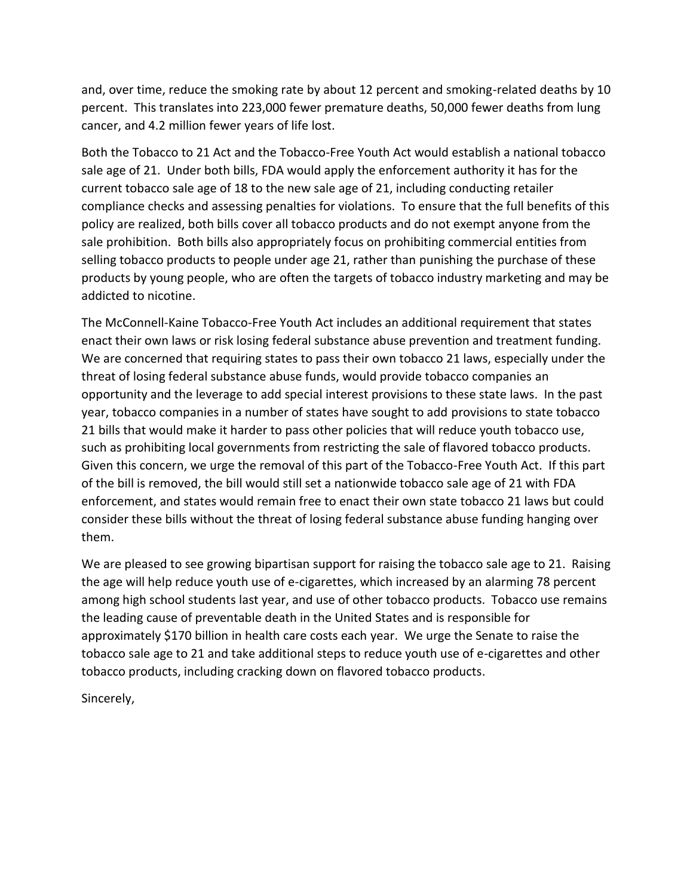and, over time, reduce the smoking rate by about 12 percent and smoking-related deaths by 10 percent. This translates into 223,000 fewer premature deaths, 50,000 fewer deaths from lung cancer, and 4.2 million fewer years of life lost.

Both the Tobacco to 21 Act and the Tobacco-Free Youth Act would establish a national tobacco sale age of 21. Under both bills, FDA would apply the enforcement authority it has for the current tobacco sale age of 18 to the new sale age of 21, including conducting retailer compliance checks and assessing penalties for violations. To ensure that the full benefits of this policy are realized, both bills cover all tobacco products and do not exempt anyone from the sale prohibition. Both bills also appropriately focus on prohibiting commercial entities from selling tobacco products to people under age 21, rather than punishing the purchase of these products by young people, who are often the targets of tobacco industry marketing and may be addicted to nicotine.

The McConnell-Kaine Tobacco-Free Youth Act includes an additional requirement that states enact their own laws or risk losing federal substance abuse prevention and treatment funding. We are concerned that requiring states to pass their own tobacco 21 laws, especially under the threat of losing federal substance abuse funds, would provide tobacco companies an opportunity and the leverage to add special interest provisions to these state laws. In the past year, tobacco companies in a number of states have sought to add provisions to state tobacco 21 bills that would make it harder to pass other policies that will reduce youth tobacco use, such as prohibiting local governments from restricting the sale of flavored tobacco products. Given this concern, we urge the removal of this part of the Tobacco-Free Youth Act. If this part of the bill is removed, the bill would still set a nationwide tobacco sale age of 21 with FDA enforcement, and states would remain free to enact their own state tobacco 21 laws but could consider these bills without the threat of losing federal substance abuse funding hanging over them.

We are pleased to see growing bipartisan support for raising the tobacco sale age to 21. Raising the age will help reduce youth use of e-cigarettes, which increased by an alarming 78 percent among high school students last year, and use of other tobacco products. Tobacco use remains the leading cause of preventable death in the United States and is responsible for approximately $170 billion in health care costs each year. We urge the Senate to raise the tobacco sale age to 21 and take additional steps to reduce youth use of e-cigarettes and other tobacco products, including cracking down on flavored tobacco products.

Sincerely,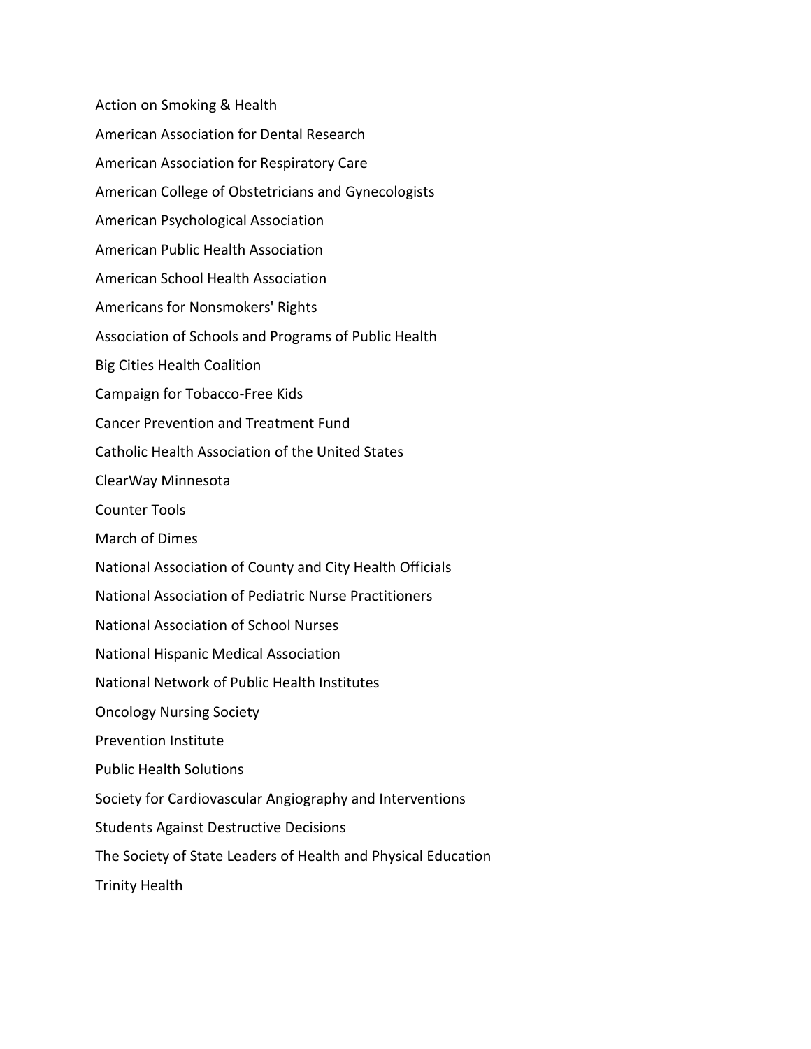Action on Smoking & Health

American Association for Dental Research

American Association for Respiratory Care

American College of Obstetricians and Gynecologists

American Psychological Association

American Public Health Association

American School Health Association

Americans for Nonsmokers' Rights

Association of Schools and Programs of Public Health

Big Cities Health Coalition

Campaign for Tobacco-Free Kids

Cancer Prevention and Treatment Fund

Catholic Health Association of the United States

ClearWay Minnesota

Counter Tools

March of Dimes

National Association of County and City Health Officials

National Association of Pediatric Nurse Practitioners

National Association of School Nurses

National Hispanic Medical Association

National Network of Public Health Institutes

Oncology Nursing Society

Prevention Institute

Public Health Solutions

Society for Cardiovascular Angiography and Interventions

Students Against Destructive Decisions

The Society of State Leaders of Health and Physical Education

Trinity Health